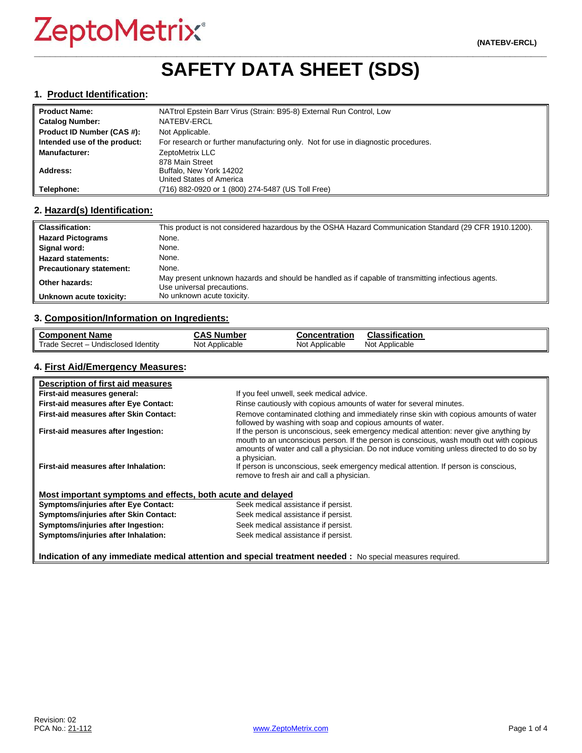ZeptoMetrix®

(NATEBV-ERCL)

# SAFETY DATA SHEET (SDS)

## 1. Product Identification:

| | |
|---|---|
| **Product Name:** | NATtrol Epstein Barr Virus (Strain: B95-8) External Run Control, Low |
| **Catalog Number:** | NATEBV-ERCL |
| **Product ID Number (CAS #):** | Not Applicable. |
| **Intended use of the product:** | For research or further manufacturing only. Not for use in diagnostic procedures. |
| **Manufacturer:** | ZeptoMetrix LLC |
| **Address:** | 878 Main Street<br>Buffalo, New York 14202<br>United States of America |
| **Telephone:** | (716) 882-0920 or 1 (800) 274-5487 (US Toll Free) |

## 2. Hazard(s) Identification:

| | |
|---|---|
| **Classification:** | This product is not considered hazardous by the OSHA Hazard Communication Standard (29 CFR 1910.1200). |
| **Hazard Pictograms** | None. |
| **Signal word:** | None. |
| **Hazard statements:** | None. |
| **Precautionary statement:** | None. |
| **Other hazards:** | May present unknown hazards and should be handled as if capable of transmitting infectious agents. Use universal precautions. |
| **Unknown acute toxicity:** | No unknown acute toxicity. |

## 3. Composition/Information on Ingredients:

| Component Name | CAS Number | Concentration | Classification |
|---|---|---|---|
| Trade Secret – Undisclosed Identity | Not Applicable | Not Applicable | Not Applicable |

## 4. First Aid/Emergency Measures:

**Description of first aid measures**

| | |
|---|---|
| **First-aid measures general:** | If you feel unwell, seek medical advice. |
| **First-aid measures after Eye Contact:** | Rinse cautiously with copious amounts of water for several minutes. |
| **First-aid measures after Skin Contact:** | Remove contaminated clothing and immediately rinse skin with copious amounts of water followed by washing with soap and copious amounts of water. |
| **First-aid measures after Ingestion:** | If the person is unconscious, seek emergency medical attention: never give anything by mouth to an unconscious person. If the person is conscious, wash mouth out with copious amounts of water and call a physician. Do not induce vomiting unless directed to do so by a physician. |
| **First-aid measures after Inhalation:** | If person is unconscious, seek emergency medical attention. If person is conscious, remove to fresh air and call a physician. |

**Most important symptoms and effects, both acute and delayed**

| | |
|---|---|
| **Symptoms/injuries after Eye Contact:** | Seek medical assistance if persist. |
| **Symptoms/injuries after Skin Contact:** | Seek medical assistance if persist. |
| **Symptoms/injuries after Ingestion:** | Seek medical assistance if persist. |
| **Symptoms/injuries after Inhalation:** | Seek medical assistance if persist. |

**Indication of any immediate medical attention and special treatment needed :** No special measures required.

Revision: 02
PCA No.: 21-112

www.ZeptoMetrix.com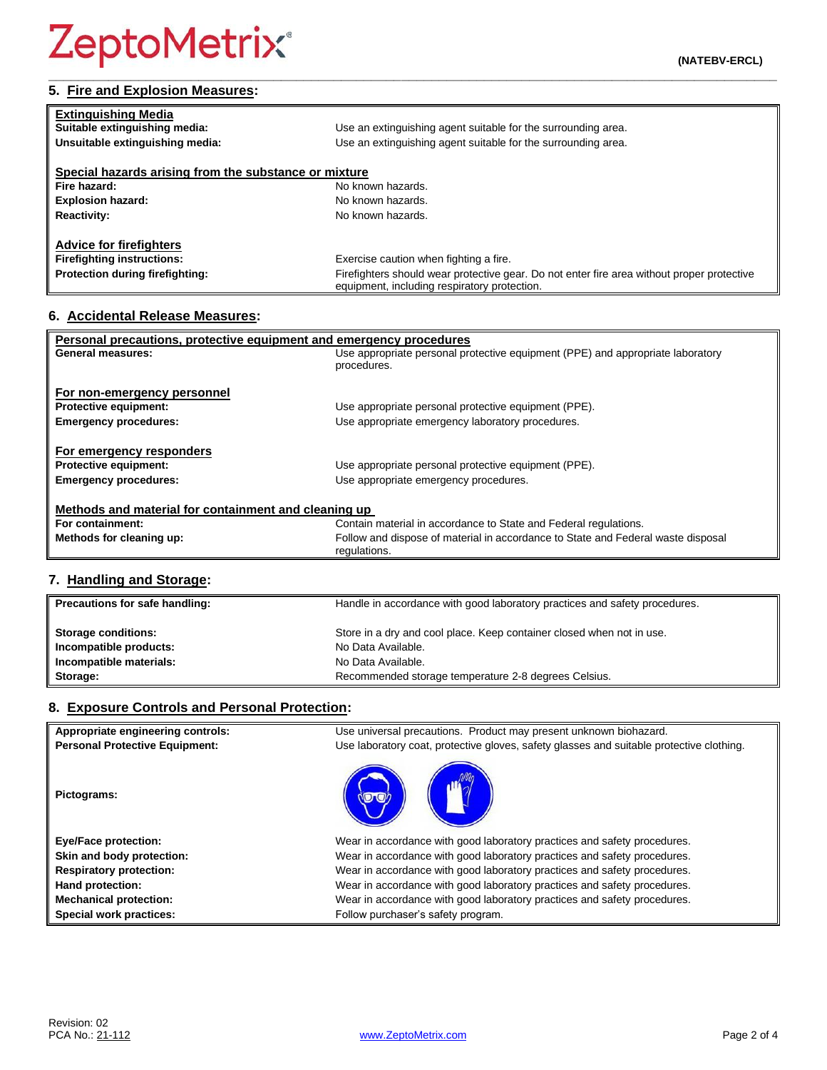## 5. Fire and Explosion Measures:

| **Extinguishing Media** | |
|---|---|
| **Suitable extinguishing media:** | Use an extinguishing agent suitable for the surrounding area. |
| **Unsuitable extinguishing media:** | Use an extinguishing agent suitable for the surrounding area. |
| **Special hazards arising from the substance or mixture** | |
| **Fire hazard:** | No known hazards. |
| **Explosion hazard:** | No known hazards. |
| **Reactivity:** | No known hazards. |
| **Advice for firefighters** | |
| **Firefighting instructions:** | Exercise caution when fighting a fire. |
| **Protection during firefighting:** | Firefighters should wear protective gear. Do not enter fire area without proper protective equipment, including respiratory protection. |

## 6. Accidental Release Measures:

| **Personal precautions, protective equipment and emergency procedures** | |
|---|---|
| **General measures:** | Use appropriate personal protective equipment (PPE) and appropriate laboratory procedures. |
| **For non-emergency personnel** | |
| **Protective equipment:** | Use appropriate personal protective equipment (PPE). |
| **Emergency procedures:** | Use appropriate emergency laboratory procedures. |
| **For emergency responders** | |
| **Protective equipment:** | Use appropriate personal protective equipment (PPE). |
| **Emergency procedures:** | Use appropriate emergency procedures. |
| **Methods and material for containment and cleaning up** | |
| **For containment:** | Contain material in accordance to State and Federal regulations. |
| **Methods for cleaning up:** | Follow and dispose of material in accordance to State and Federal waste disposal regulations. |

## 7. Handling and Storage:

| | |
|---|---|
| **Precautions for safe handling:** | Handle in accordance with good laboratory practices and safety procedures. |
| **Storage conditions:** | Store in a dry and cool place. Keep container closed when not in use. |
| **Incompatible products:** | No Data Available. |
| **Incompatible materials:** | No Data Available. |
| **Storage:** | Recommended storage temperature 2-8 degrees Celsius. |

## 8. Exposure Controls and Personal Protection:

| | |
|---|---|
| **Appropriate engineering controls:** | Use universal precautions. Product may present unknown biohazard. |
| **Personal Protective Equipment:** | Use laboratory coat, protective gloves, safety glasses and suitable protective clothing. |
| **Pictograms:** | |
| **Eye/Face protection:** | Wear in accordance with good laboratory practices and safety procedures. |
| **Skin and body protection:** | Wear in accordance with good laboratory practices and safety procedures. |
| **Respiratory protection:** | Wear in accordance with good laboratory practices and safety procedures. |
| **Hand protection:** | Wear in accordance with good laboratory practices and safety procedures. |
| **Mechanical protection:** | Wear in accordance with good laboratory practices and safety procedures. |
| **Special work practices:** | Follow purchaser's safety program. |

Revision: 02
PCA No.: 21-112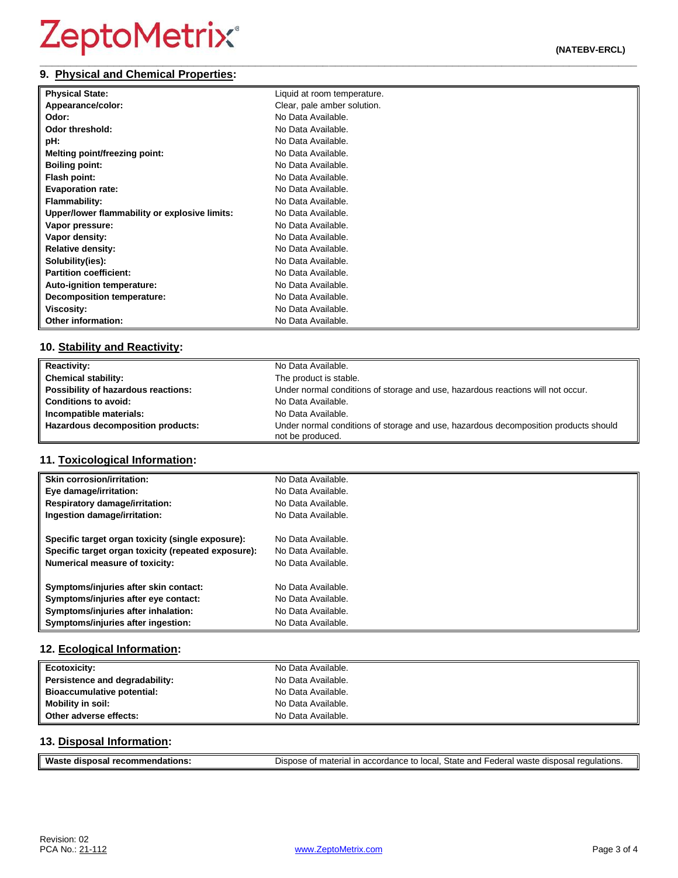## 9. Physical and Chemical Properties:

| | |
|---|---|
| **Physical State:** | Liquid at room temperature. |
| **Appearance/color:** | Clear, pale amber solution. |
| **Odor:** | No Data Available. |
| **Odor threshold:** | No Data Available. |
| **pH:** | No Data Available. |
| **Melting point/freezing point:** | No Data Available. |
| **Boiling point:** | No Data Available. |
| **Flash point:** | No Data Available. |
| **Evaporation rate:** | No Data Available. |
| **Flammability:** | No Data Available. |
| **Upper/lower flammability or explosive limits:** | No Data Available. |
| **Vapor pressure:** | No Data Available. |
| **Vapor density:** | No Data Available. |
| **Relative density:** | No Data Available. |
| **Solubility(ies):** | No Data Available. |
| **Partition coefficient:** | No Data Available. |
| **Auto-ignition temperature:** | No Data Available. |
| **Decomposition temperature:** | No Data Available. |
| **Viscosity:** | No Data Available. |
| **Other information:** | No Data Available. |

## 10. Stability and Reactivity:

| | |
|---|---|
| **Reactivity:** | No Data Available. |
| **Chemical stability:** | The product is stable. |
| **Possibility of hazardous reactions:** | Under normal conditions of storage and use, hazardous reactions will not occur. |
| **Conditions to avoid:** | No Data Available. |
| **Incompatible materials:** | No Data Available. |
| **Hazardous decomposition products:** | Under normal conditions of storage and use, hazardous decomposition products should not be produced. |

## 11. Toxicological Information:

| | |
|---|---|
| **Skin corrosion/irritation:** | No Data Available. |
| **Eye damage/irritation:** | No Data Available. |
| **Respiratory damage/irritation:** | No Data Available. |
| **Ingestion damage/irritation:** | No Data Available. |
| **Specific target organ toxicity (single exposure):** | No Data Available. |
| **Specific target organ toxicity (repeated exposure):** | No Data Available. |
| **Numerical measure of toxicity:** | No Data Available. |
| **Symptoms/injuries after skin contact:** | No Data Available. |
| **Symptoms/injuries after eye contact:** | No Data Available. |
| **Symptoms/injuries after inhalation:** | No Data Available. |
| **Symptoms/injuries after ingestion:** | No Data Available. |

## 12. Ecological Information:

| | |
|---|---|
| **Ecotoxicity:** | No Data Available. |
| **Persistence and degradability:** | No Data Available. |
| **Bioaccumulative potential:** | No Data Available. |
| **Mobility in soil:** | No Data Available. |
| **Other adverse effects:** | No Data Available. |

## 13. Disposal Information:

| | |
|---|---|
| **Waste disposal recommendations:** | Dispose of material in accordance to local, State and Federal waste disposal regulations. |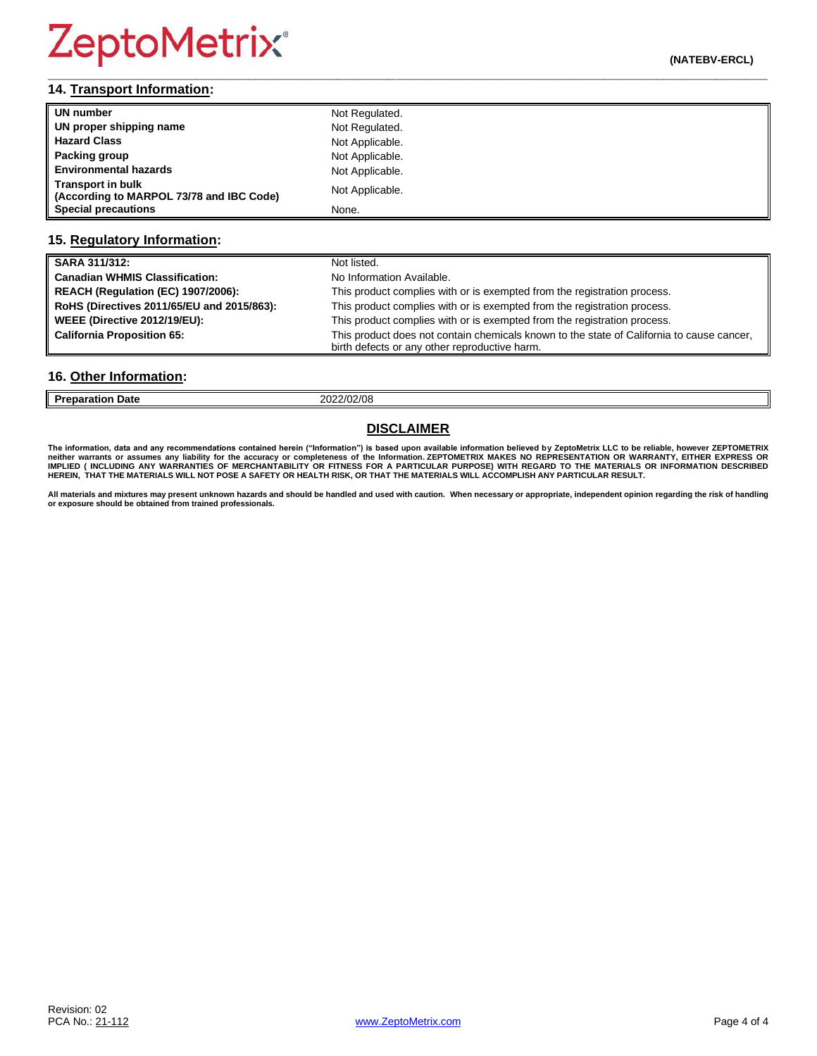## 14. Transport Information:

| | |
|---|---|
| **UN number** | Not Regulated. |
| **UN proper shipping name** | Not Regulated. |
| **Hazard Class** | Not Applicable. |
| **Packing group** | Not Applicable. |
| **Environmental hazards** | Not Applicable. |
| **Transport in bulk (According to MARPOL 73/78 and IBC Code)** | Not Applicable. |
| **Special precautions** | None. |

## 15. Regulatory Information:

| | |
|---|---|
| **SARA 311/312:** | Not listed. |
| **Canadian WHMIS Classification:** | No Information Available. |
| **REACH (Regulation (EC) 1907/2006):** | This product complies with or is exempted from the registration process. |
| **RoHS (Directives 2011/65/EU and 2015/863):** | This product complies with or is exempted from the registration process. |
| **WEEE (Directive 2012/19/EU):** | This product complies with or is exempted from the registration process. |
| **California Proposition 65:** | This product does not contain chemicals known to the state of California to cause cancer, birth defects or any other reproductive harm. |

## 16. Other Information:

| | |
|---|---|
| **Preparation Date** | 2022/02/08 |

## DISCLAIMER

**The information, data and any recommendations contained herein ("Information") is based upon available information believed by ZeptoMetrix LLC to be reliable, however ZEPTOMETRIX neither warrants or assumes any liability for the accuracy or completeness of the Information. ZEPTOMETRIX MAKES NO REPRESENTATION OR WARRANTY, EITHER EXPRESS OR IMPLIED ( INCLUDING ANY WARRANTIES OF MERCHANTABILITY OR FITNESS FOR A PARTICULAR PURPOSE) WITH REGARD TO THE MATERIALS OR INFORMATION DESCRIBED HEREIN, THAT THE MATERIALS WILL NOT POSE A SAFETY OR HEALTH RISK, OR THAT THE MATERIALS WILL ACCOMPLISH ANY PARTICULAR RESULT.**

**All materials and mixtures may present unknown hazards and should be handled and used with caution. When necessary or appropriate, independent opinion regarding the risk of handling or exposure should be obtained from trained professionals.**

Revision: 02
PCA No.: 21-112